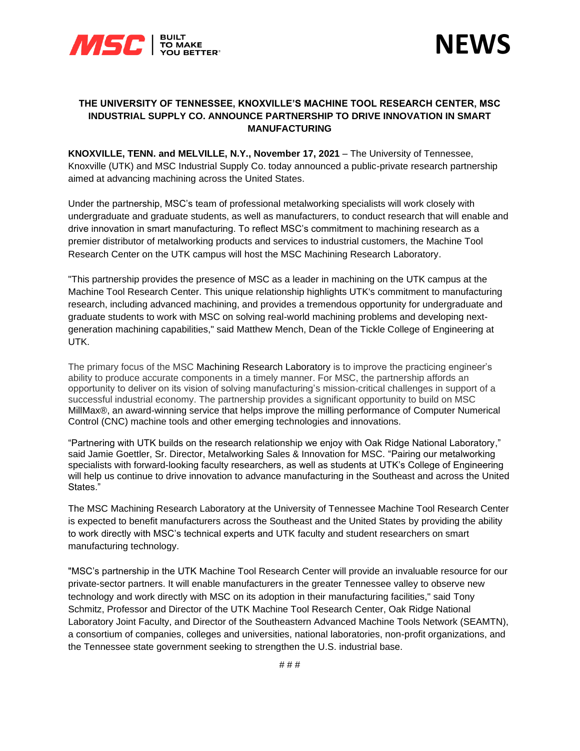MSC | BUILT TO MAKE YOU BETTER®

# NEWS

## THE UNIVERSITY OF TENNESSEE, KNOXVILLE'S MACHINE TOOL RESEARCH CENTER, MSC INDUSTRIAL SUPPLY CO. ANNOUNCE PARTNERSHIP TO DRIVE INNOVATION IN SMART MANUFACTURING

**KNOXVILLE, TENN. and MELVILLE, N.Y., November 17, 2021** – The University of Tennessee, Knoxville (UTK) and MSC Industrial Supply Co. today announced a public-private research partnership aimed at advancing machining across the United States.

Under the partnership, MSC's team of professional metalworking specialists will work closely with undergraduate and graduate students, as well as manufacturers, to conduct research that will enable and drive innovation in smart manufacturing. To reflect MSC's commitment to machining research as a premier distributor of metalworking products and services to industrial customers, the Machine Tool Research Center on the UTK campus will host the MSC Machining Research Laboratory.

"This partnership provides the presence of MSC as a leader in machining on the UTK campus at the Machine Tool Research Center. This unique relationship highlights UTK's commitment to manufacturing research, including advanced machining, and provides a tremendous opportunity for undergraduate and graduate students to work with MSC on solving real-world machining problems and developing next-generation machining capabilities," said Matthew Mench, Dean of the Tickle College of Engineering at UTK.

The primary focus of the MSC Machining Research Laboratory is to improve the practicing engineer's ability to produce accurate components in a timely manner. For MSC, the partnership affords an opportunity to deliver on its vision of solving manufacturing's mission-critical challenges in support of a successful industrial economy. The partnership provides a significant opportunity to build on MSC MillMax®, an award-winning service that helps improve the milling performance of Computer Numerical Control (CNC) machine tools and other emerging technologies and innovations.

"Partnering with UTK builds on the research relationship we enjoy with Oak Ridge National Laboratory," said Jamie Goettler, Sr. Director, Metalworking Sales & Innovation for MSC. "Pairing our metalworking specialists with forward-looking faculty researchers, as well as students at UTK's College of Engineering will help us continue to drive innovation to advance manufacturing in the Southeast and across the United States."

The MSC Machining Research Laboratory at the University of Tennessee Machine Tool Research Center is expected to benefit manufacturers across the Southeast and the United States by providing the ability to work directly with MSC's technical experts and UTK faculty and student researchers on smart manufacturing technology.

"MSC's partnership in the UTK Machine Tool Research Center will provide an invaluable resource for our private-sector partners. It will enable manufacturers in the greater Tennessee valley to observe new technology and work directly with MSC on its adoption in their manufacturing facilities," said Tony Schmitz, Professor and Director of the UTK Machine Tool Research Center, Oak Ridge National Laboratory Joint Faculty, and Director of the Southeastern Advanced Machine Tools Network (SEAMTN), a consortium of companies, colleges and universities, national laboratories, non-profit organizations, and the Tennessee state government seeking to strengthen the U.S. industrial base.

# # #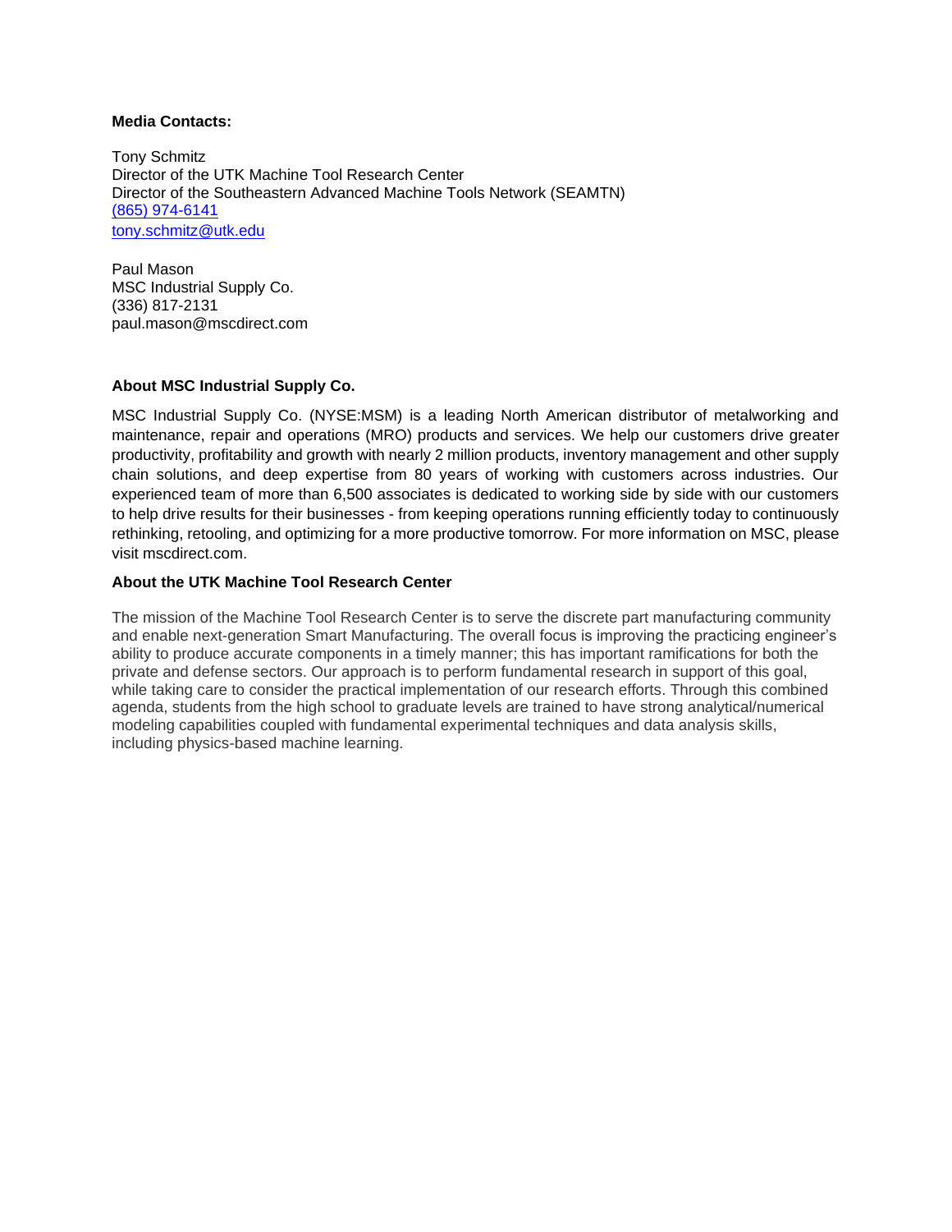**Media Contacts:**

Tony Schmitz
Director of the UTK Machine Tool Research Center
Director of the Southeastern Advanced Machine Tools Network (SEAMTN)
(865) 974-6141
tony.schmitz@utk.edu

Paul Mason
MSC Industrial Supply Co.
(336) 817-2131
paul.mason@mscdirect.com

**About MSC Industrial Supply Co.**

MSC Industrial Supply Co. (NYSE:MSM) is a leading North American distributor of metalworking and maintenance, repair and operations (MRO) products and services. We help our customers drive greater productivity, profitability and growth with nearly 2 million products, inventory management and other supply chain solutions, and deep expertise from 80 years of working with customers across industries. Our experienced team of more than 6,500 associates is dedicated to working side by side with our customers to help drive results for their businesses - from keeping operations running efficiently today to continuously rethinking, retooling, and optimizing for a more productive tomorrow. For more information on MSC, please visit mscdirect.com.

**About the UTK Machine Tool Research Center**

The mission of the Machine Tool Research Center is to serve the discrete part manufacturing community and enable next-generation Smart Manufacturing. The overall focus is improving the practicing engineer's ability to produce accurate components in a timely manner; this has important ramifications for both the private and defense sectors. Our approach is to perform fundamental research in support of this goal, while taking care to consider the practical implementation of our research efforts. Through this combined agenda, students from the high school to graduate levels are trained to have strong analytical/numerical modeling capabilities coupled with fundamental experimental techniques and data analysis skills, including physics-based machine learning.